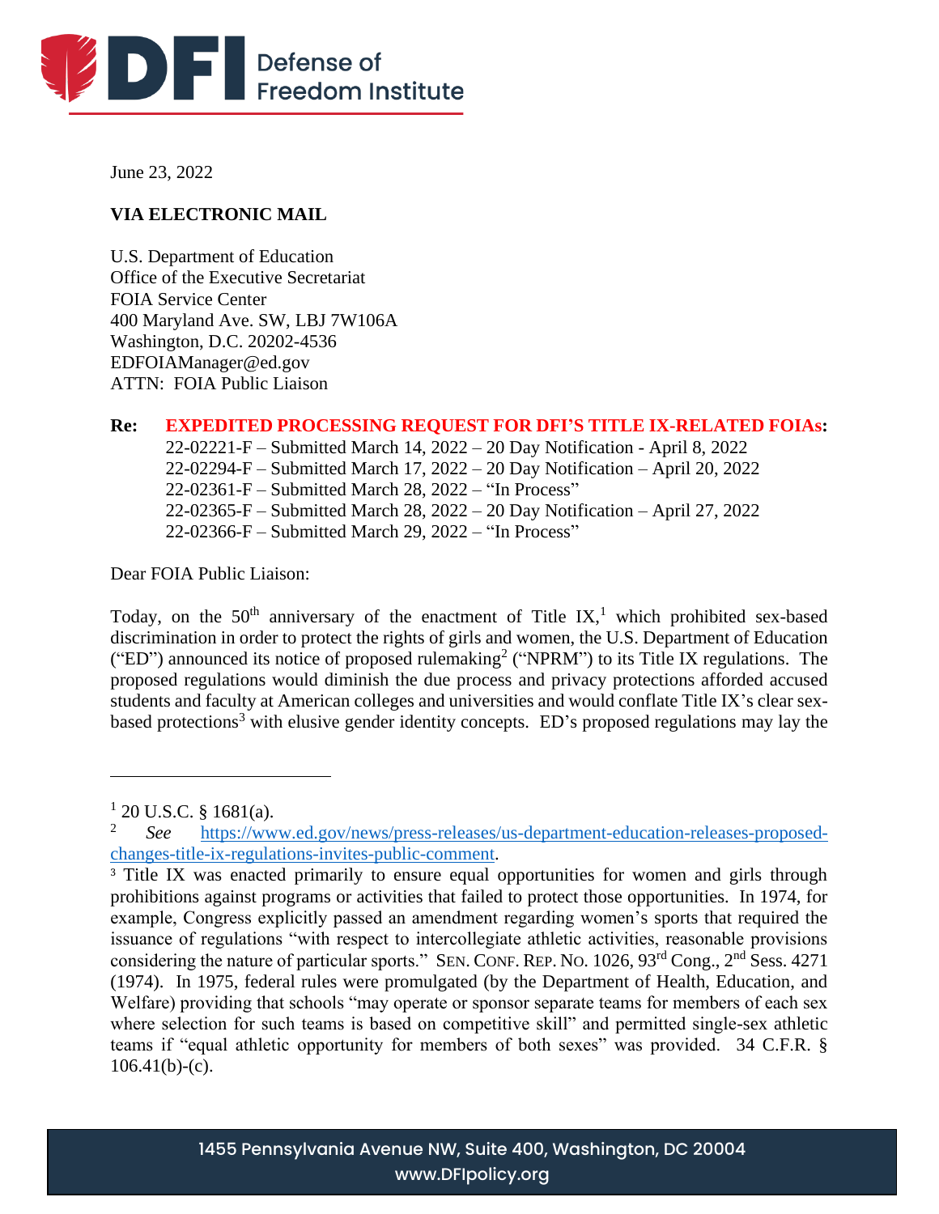June 23, 2022

**VIA ELECTRONIC MAIL**

U.S. Department of Education
Office of the Executive Secretariat
FOIA Service Center
400 Maryland Ave. SW, LBJ 7W106A
Washington, D.C. 20202-4536
EDFOIAManager@ed.gov
ATTN: FOIA Public Liaison

**Re: EXPEDITED PROCESSING REQUEST FOR DFI'S TITLE IX-RELATED FOIAs:**
22-02221-F – Submitted March 14, 2022 – 20 Day Notification - April 8, 2022
22-02294-F – Submitted March 17, 2022 – 20 Day Notification – April 20, 2022
22-02361-F – Submitted March 28, 2022 – "In Process"
22-02365-F – Submitted March 28, 2022 – 20 Day Notification – April 27, 2022
22-02366-F – Submitted March 29, 2022 – "In Process"

Dear FOIA Public Liaison:

Today, on the 50th anniversary of the enactment of Title IX,[1] which prohibited sex-based discrimination in order to protect the rights of girls and women, the U.S. Department of Education ("ED") announced its notice of proposed rulemaking[2] ("NPRM") to its Title IX regulations. The proposed regulations would diminish the due process and privacy protections afforded accused students and faculty at American colleges and universities and would conflate Title IX's clear sex-based protections[3] with elusive gender identity concepts. ED's proposed regulations may lay the

---

[1] 20 U.S.C. § 1681(a).

[2] *See* https://www.ed.gov/news/press-releases/us-department-education-releases-proposed-changes-title-ix-regulations-invites-public-comment.

[3] Title IX was enacted primarily to ensure equal opportunities for women and girls through prohibitions against programs or activities that failed to protect those opportunities. In 1974, for example, Congress explicitly passed an amendment regarding women's sports that required the issuance of regulations "with respect to intercollegiate athletic activities, reasonable provisions considering the nature of particular sports." SEN. CONF. REP. NO. 1026, 93rd Cong., 2nd Sess. 4271 (1974). In 1975, federal rules were promulgated (by the Department of Health, Education, and Welfare) providing that schools "may operate or sponsor separate teams for members of each sex where selection for such teams is based on competitive skill" and permitted single-sex athletic teams if "equal athletic opportunity for members of both sexes" was provided. 34 C.F.R. § 106.41(b)-(c).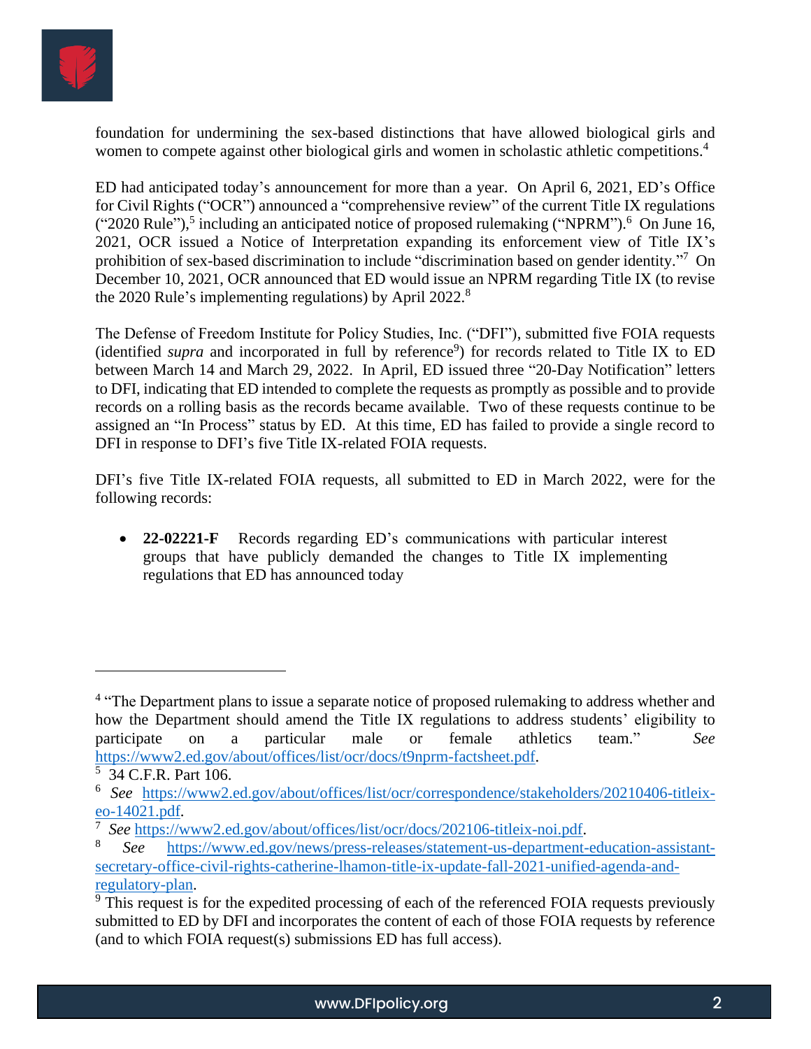foundation for undermining the sex-based distinctions that have allowed biological girls and women to compete against other biological girls and women in scholastic athletic competitions.[4]

ED had anticipated today's announcement for more than a year. On April 6, 2021, ED's Office for Civil Rights ("OCR") announced a "comprehensive review" of the current Title IX regulations ("2020 Rule"),[5] including an anticipated notice of proposed rulemaking ("NPRM").[6] On June 16, 2021, OCR issued a Notice of Interpretation expanding its enforcement view of Title IX's prohibition of sex-based discrimination to include "discrimination based on gender identity."[7] On December 10, 2021, OCR announced that ED would issue an NPRM regarding Title IX (to revise the 2020 Rule's implementing regulations) by April 2022.[8]

The Defense of Freedom Institute for Policy Studies, Inc. ("DFI"), submitted five FOIA requests (identified *supra* and incorporated in full by reference[9]) for records related to Title IX to ED between March 14 and March 29, 2022. In April, ED issued three "20-Day Notification" letters to DFI, indicating that ED intended to complete the requests as promptly as possible and to provide records on a rolling basis as the records became available. Two of these requests continue to be assigned an "In Process" status by ED. At this time, ED has failed to provide a single record to DFI in response to DFI's five Title IX-related FOIA requests.

DFI's five Title IX-related FOIA requests, all submitted to ED in March 2022, were for the following records:

- **22-02221-F** Records regarding ED's communications with particular interest groups that have publicly demanded the changes to Title IX implementing regulations that ED has announced today

---

[4] "The Department plans to issue a separate notice of proposed rulemaking to address whether and how the Department should amend the Title IX regulations to address students' eligibility to participate on a particular male or female athletics team." *See* https://www2.ed.gov/about/offices/list/ocr/docs/t9nprm-factsheet.pdf.

[5] 34 C.F.R. Part 106.

[6] *See* https://www2.ed.gov/about/offices/list/ocr/correspondence/stakeholders/20210406-titleix-eo-14021.pdf.

[7] *See* https://www2.ed.gov/about/offices/list/ocr/docs/202106-titleix-noi.pdf.

[8] *See* https://www.ed.gov/news/press-releases/statement-us-department-education-assistant-secretary-office-civil-rights-catherine-lhamon-title-ix-update-fall-2021-unified-agenda-and-regulatory-plan.

[9] This request is for the expedited processing of each of the referenced FOIA requests previously submitted to ED by DFI and incorporates the content of each of those FOIA requests by reference (and to which FOIA request(s) submissions ED has full access).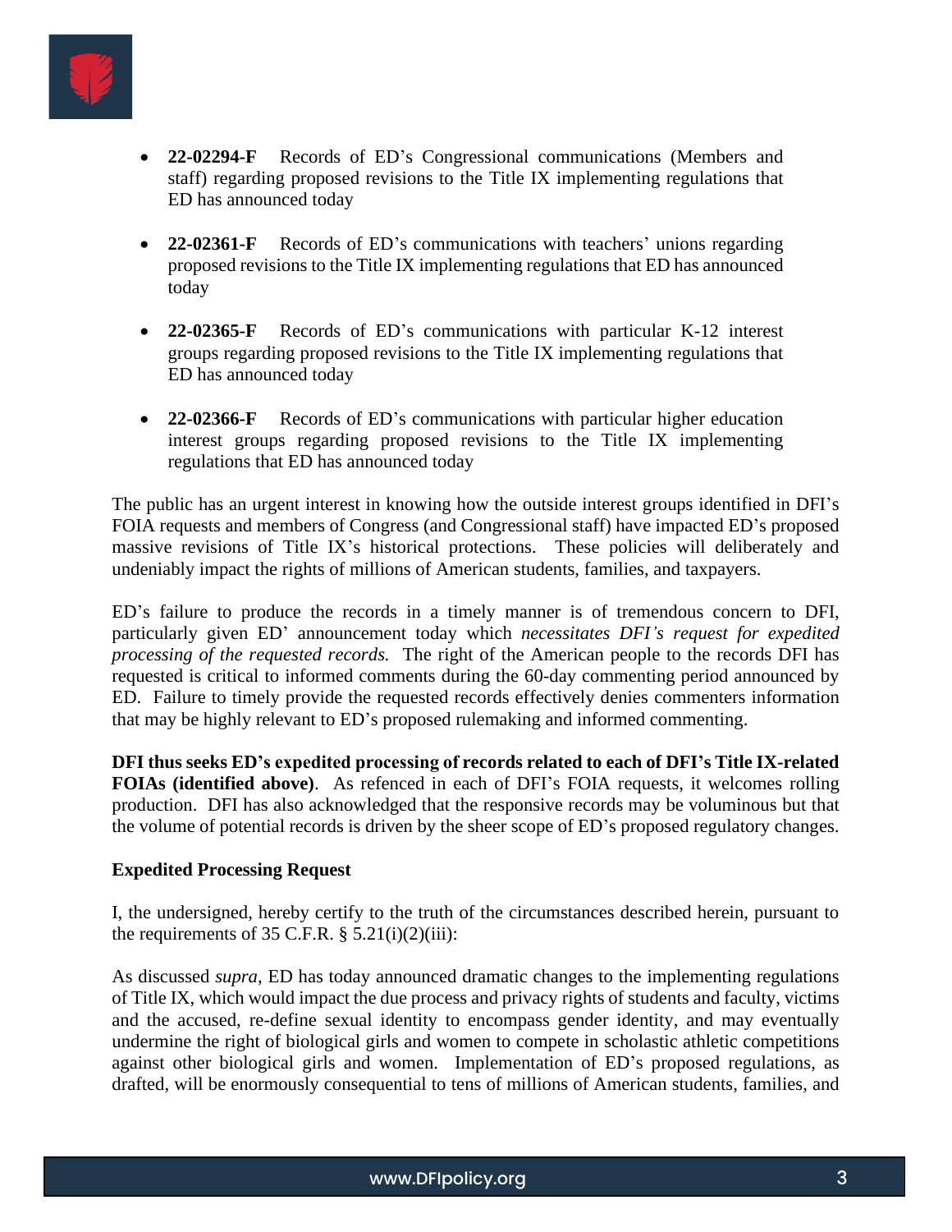- **22-02294-F** Records of ED's Congressional communications (Members and staff) regarding proposed revisions to the Title IX implementing regulations that ED has announced today

- **22-02361-F** Records of ED's communications with teachers' unions regarding proposed revisions to the Title IX implementing regulations that ED has announced today

- **22-02365-F** Records of ED's communications with particular K-12 interest groups regarding proposed revisions to the Title IX implementing regulations that ED has announced today

- **22-02366-F** Records of ED's communications with particular higher education interest groups regarding proposed revisions to the Title IX implementing regulations that ED has announced today

The public has an urgent interest in knowing how the outside interest groups identified in DFI's FOIA requests and members of Congress (and Congressional staff) have impacted ED's proposed massive revisions of Title IX's historical protections. These policies will deliberately and undeniably impact the rights of millions of American students, families, and taxpayers.

ED's failure to produce the records in a timely manner is of tremendous concern to DFI, particularly given ED' announcement today which *necessitates DFI's request for expedited processing of the requested records.* The right of the American people to the records DFI has requested is critical to informed comments during the 60-day commenting period announced by ED. Failure to timely provide the requested records effectively denies commenters information that may be highly relevant to ED's proposed rulemaking and informed commenting.

**DFI thus seeks ED's expedited processing of records related to each of DFI's Title IX-related FOIAs (identified above)**. As refenced in each of DFI's FOIA requests, it welcomes rolling production. DFI has also acknowledged that the responsive records may be voluminous but that the volume of potential records is driven by the sheer scope of ED's proposed regulatory changes.

**Expedited Processing Request**

I, the undersigned, hereby certify to the truth of the circumstances described herein, pursuant to the requirements of 35 C.F.R. § 5.21(i)(2)(iii):

As discussed *supra*, ED has today announced dramatic changes to the implementing regulations of Title IX, which would impact the due process and privacy rights of students and faculty, victims and the accused, re-define sexual identity to encompass gender identity, and may eventually undermine the right of biological girls and women to compete in scholastic athletic competitions against other biological girls and women. Implementation of ED's proposed regulations, as drafted, will be enormously consequential to tens of millions of American students, families, and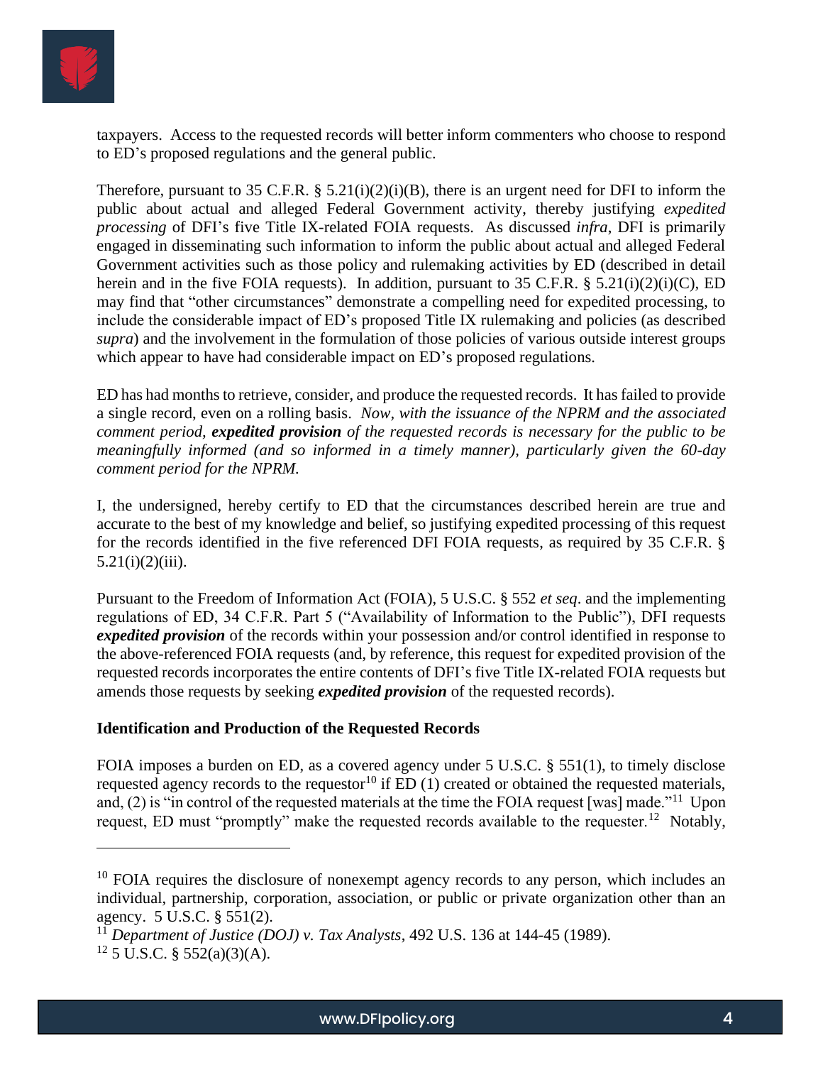taxpayers. Access to the requested records will better inform commenters who choose to respond to ED's proposed regulations and the general public.

Therefore, pursuant to 35 C.F.R. § 5.21(i)(2)(i)(B), there is an urgent need for DFI to inform the public about actual and alleged Federal Government activity, thereby justifying *expedited processing* of DFI's five Title IX-related FOIA requests. As discussed *infra*, DFI is primarily engaged in disseminating such information to inform the public about actual and alleged Federal Government activities such as those policy and rulemaking activities by ED (described in detail herein and in the five FOIA requests). In addition, pursuant to 35 C.F.R. § 5.21(i)(2)(i)(C), ED may find that "other circumstances" demonstrate a compelling need for expedited processing, to include the considerable impact of ED's proposed Title IX rulemaking and policies (as described *supra*) and the involvement in the formulation of those policies of various outside interest groups which appear to have had considerable impact on ED's proposed regulations.

ED has had months to retrieve, consider, and produce the requested records. It has failed to provide a single record, even on a rolling basis. *Now, with the issuance of the NPRM and the associated comment period, **expedited provision** of the requested records is necessary for the public to be meaningfully informed (and so informed in a timely manner), particularly given the 60-day comment period for the NPRM.*

I, the undersigned, hereby certify to ED that the circumstances described herein are true and accurate to the best of my knowledge and belief, so justifying expedited processing of this request for the records identified in the five referenced DFI FOIA requests, as required by 35 C.F.R. § 5.21(i)(2)(iii).

Pursuant to the Freedom of Information Act (FOIA), 5 U.S.C. § 552 *et seq*. and the implementing regulations of ED, 34 C.F.R. Part 5 ("Availability of Information to the Public"), DFI requests ***expedited provision*** of the records within your possession and/or control identified in response to the above-referenced FOIA requests (and, by reference, this request for expedited provision of the requested records incorporates the entire contents of DFI's five Title IX-related FOIA requests but amends those requests by seeking ***expedited provision*** of the requested records).

**Identification and Production of the Requested Records**

FOIA imposes a burden on ED, as a covered agency under 5 U.S.C. § 551(1), to timely disclose requested agency records to the requestor[10] if ED (1) created or obtained the requested materials, and, (2) is "in control of the requested materials at the time the FOIA request [was] made."[11] Upon request, ED must "promptly" make the requested records available to the requester.[12] Notably,

---

[10] FOIA requires the disclosure of nonexempt agency records to any person, which includes an individual, partnership, corporation, association, or public or private organization other than an agency. 5 U.S.C. § 551(2).

[11] *Department of Justice (DOJ) v. Tax Analysts*, 492 U.S. 136 at 144-45 (1989).

[12] 5 U.S.C. § 552(a)(3)(A).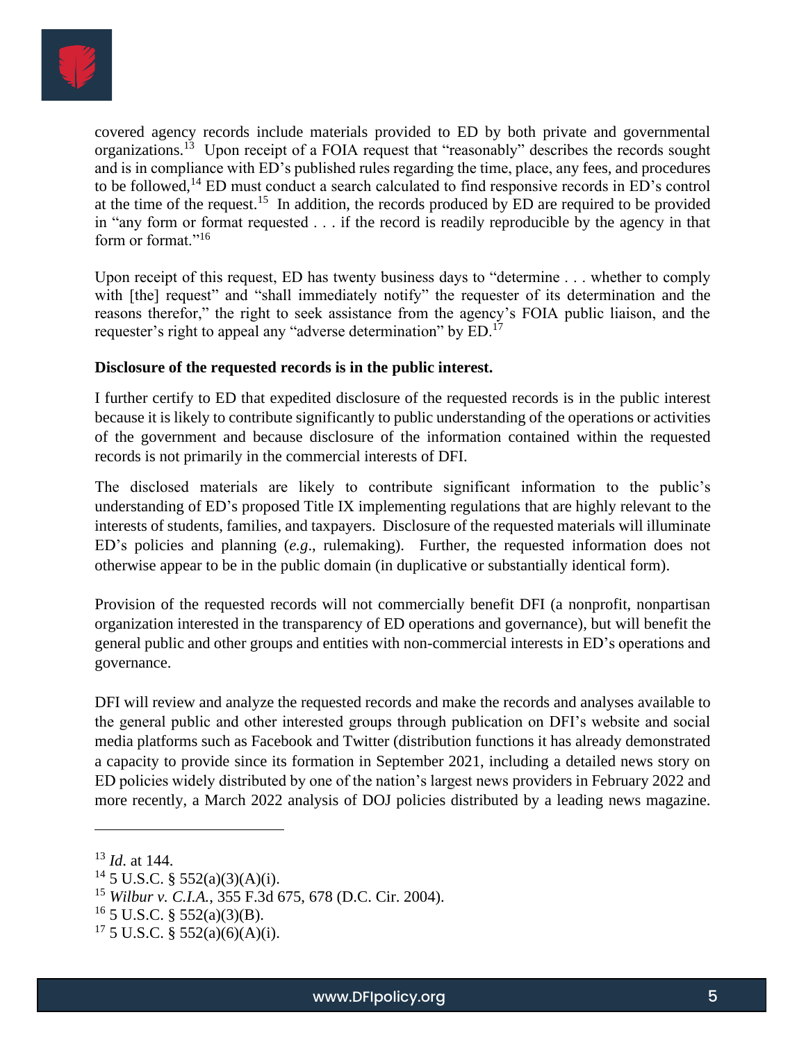covered agency records include materials provided to ED by both private and governmental organizations.[13] Upon receipt of a FOIA request that "reasonably" describes the records sought and is in compliance with ED's published rules regarding the time, place, any fees, and procedures to be followed,[14] ED must conduct a search calculated to find responsive records in ED's control at the time of the request.[15] In addition, the records produced by ED are required to be provided in "any form or format requested . . . if the record is readily reproducible by the agency in that form or format."[16]

Upon receipt of this request, ED has twenty business days to "determine . . . whether to comply with [the] request" and "shall immediately notify" the requester of its determination and the reasons therefor," the right to seek assistance from the agency's FOIA public liaison, and the requester's right to appeal any "adverse determination" by ED.[17]

**Disclosure of the requested records is in the public interest.**

I further certify to ED that expedited disclosure of the requested records is in the public interest because it is likely to contribute significantly to public understanding of the operations or activities of the government and because disclosure of the information contained within the requested records is not primarily in the commercial interests of DFI.

The disclosed materials are likely to contribute significant information to the public's understanding of ED's proposed Title IX implementing regulations that are highly relevant to the interests of students, families, and taxpayers. Disclosure of the requested materials will illuminate ED's policies and planning (*e.g*., rulemaking). Further, the requested information does not otherwise appear to be in the public domain (in duplicative or substantially identical form).

Provision of the requested records will not commercially benefit DFI (a nonprofit, nonpartisan organization interested in the transparency of ED operations and governance), but will benefit the general public and other groups and entities with non-commercial interests in ED's operations and governance.

DFI will review and analyze the requested records and make the records and analyses available to the general public and other interested groups through publication on DFI's website and social media platforms such as Facebook and Twitter (distribution functions it has already demonstrated a capacity to provide since its formation in September 2021, including a detailed news story on ED policies widely distributed by one of the nation's largest news providers in February 2022 and more recently, a March 2022 analysis of DOJ policies distributed by a leading news magazine.

---

[13] *Id*. at 144.

[14] 5 U.S.C. § 552(a)(3)(A)(i).

[15] *Wilbur v. C.I.A.*, 355 F.3d 675, 678 (D.C. Cir. 2004).

[16] 5 U.S.C. § 552(a)(3)(B).

[17] 5 U.S.C. § 552(a)(6)(A)(i).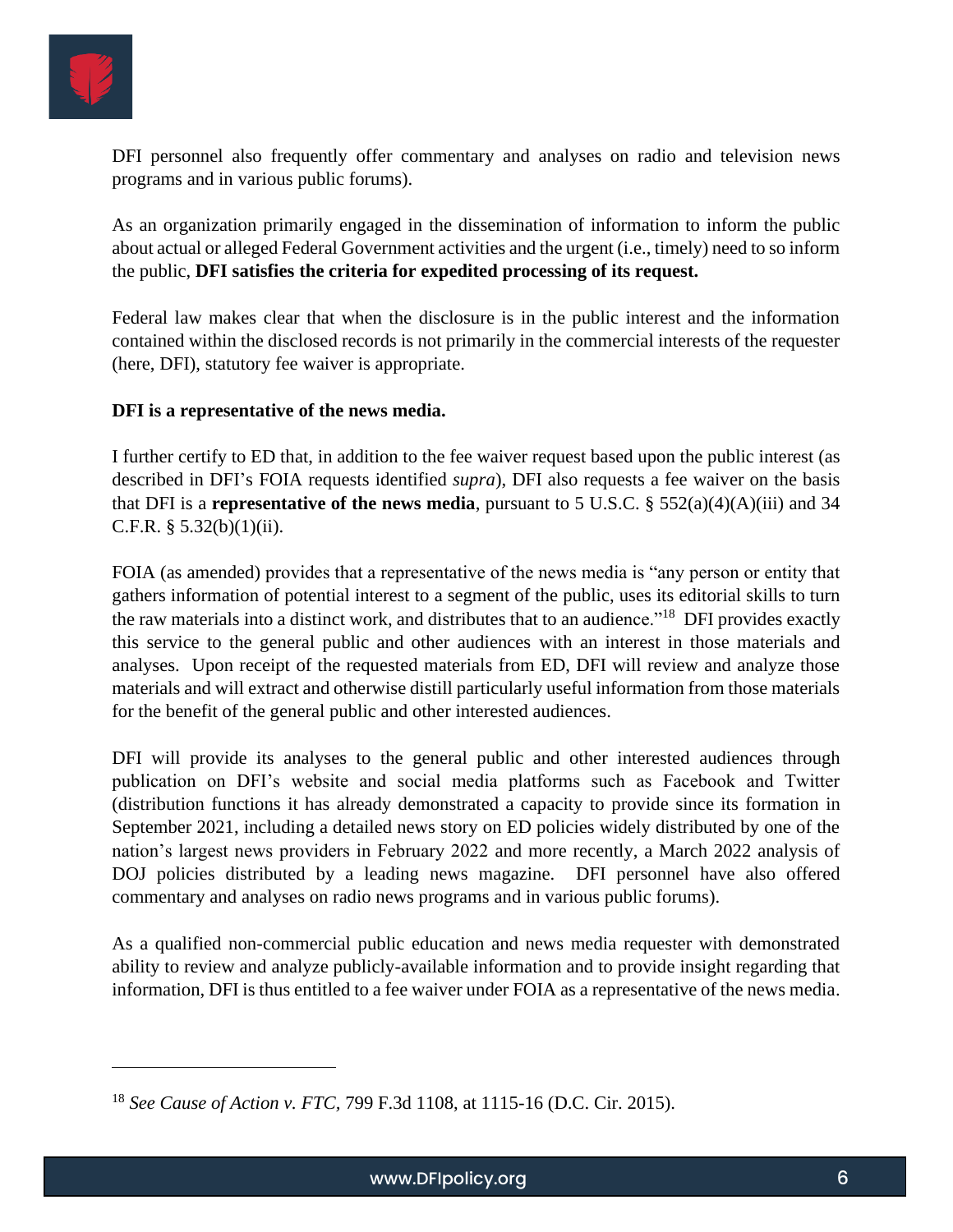DFI personnel also frequently offer commentary and analyses on radio and television news programs and in various public forums).

As an organization primarily engaged in the dissemination of information to inform the public about actual or alleged Federal Government activities and the urgent (i.e., timely) need to so inform the public, **DFI satisfies the criteria for expedited processing of its request.**

Federal law makes clear that when the disclosure is in the public interest and the information contained within the disclosed records is not primarily in the commercial interests of the requester (here, DFI), statutory fee waiver is appropriate.

**DFI is a representative of the news media.**

I further certify to ED that, in addition to the fee waiver request based upon the public interest (as described in DFI's FOIA requests identified *supra*), DFI also requests a fee waiver on the basis that DFI is a **representative of the news media**, pursuant to 5 U.S.C. § 552(a)(4)(A)(iii) and 34 C.F.R. § 5.32(b)(1)(ii).

FOIA (as amended) provides that a representative of the news media is "any person or entity that gathers information of potential interest to a segment of the public, uses its editorial skills to turn the raw materials into a distinct work, and distributes that to an audience."[18] DFI provides exactly this service to the general public and other audiences with an interest in those materials and analyses. Upon receipt of the requested materials from ED, DFI will review and analyze those materials and will extract and otherwise distill particularly useful information from those materials for the benefit of the general public and other interested audiences.

DFI will provide its analyses to the general public and other interested audiences through publication on DFI's website and social media platforms such as Facebook and Twitter (distribution functions it has already demonstrated a capacity to provide since its formation in September 2021, including a detailed news story on ED policies widely distributed by one of the nation's largest news providers in February 2022 and more recently, a March 2022 analysis of DOJ policies distributed by a leading news magazine. DFI personnel have also offered commentary and analyses on radio news programs and in various public forums).

As a qualified non-commercial public education and news media requester with demonstrated ability to review and analyze publicly-available information and to provide insight regarding that information, DFI is thus entitled to a fee waiver under FOIA as a representative of the news media.

---

[18] *See Cause of Action v. FTC*, 799 F.3d 1108, at 1115-16 (D.C. Cir. 2015).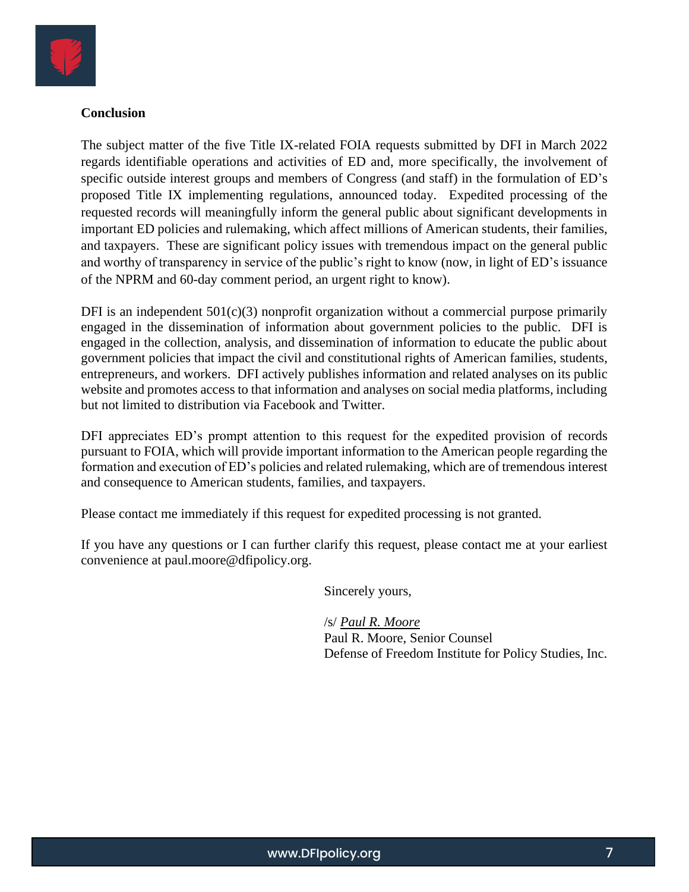**Conclusion**

The subject matter of the five Title IX-related FOIA requests submitted by DFI in March 2022 regards identifiable operations and activities of ED and, more specifically, the involvement of specific outside interest groups and members of Congress (and staff) in the formulation of ED's proposed Title IX implementing regulations, announced today. Expedited processing of the requested records will meaningfully inform the general public about significant developments in important ED policies and rulemaking, which affect millions of American students, their families, and taxpayers. These are significant policy issues with tremendous impact on the general public and worthy of transparency in service of the public's right to know (now, in light of ED's issuance of the NPRM and 60-day comment period, an urgent right to know).

DFI is an independent 501(c)(3) nonprofit organization without a commercial purpose primarily engaged in the dissemination of information about government policies to the public. DFI is engaged in the collection, analysis, and dissemination of information to educate the public about government policies that impact the civil and constitutional rights of American families, students, entrepreneurs, and workers. DFI actively publishes information and related analyses on its public website and promotes access to that information and analyses on social media platforms, including but not limited to distribution via Facebook and Twitter.

DFI appreciates ED's prompt attention to this request for the expedited provision of records pursuant to FOIA, which will provide important information to the American people regarding the formation and execution of ED's policies and related rulemaking, which are of tremendous interest and consequence to American students, families, and taxpayers.

Please contact me immediately if this request for expedited processing is not granted.

If you have any questions or I can further clarify this request, please contact me at your earliest convenience at paul.moore@dfipolicy.org.

Sincerely yours,

/s/ *Paul R. Moore*
Paul R. Moore, Senior Counsel
Defense of Freedom Institute for Policy Studies, Inc.